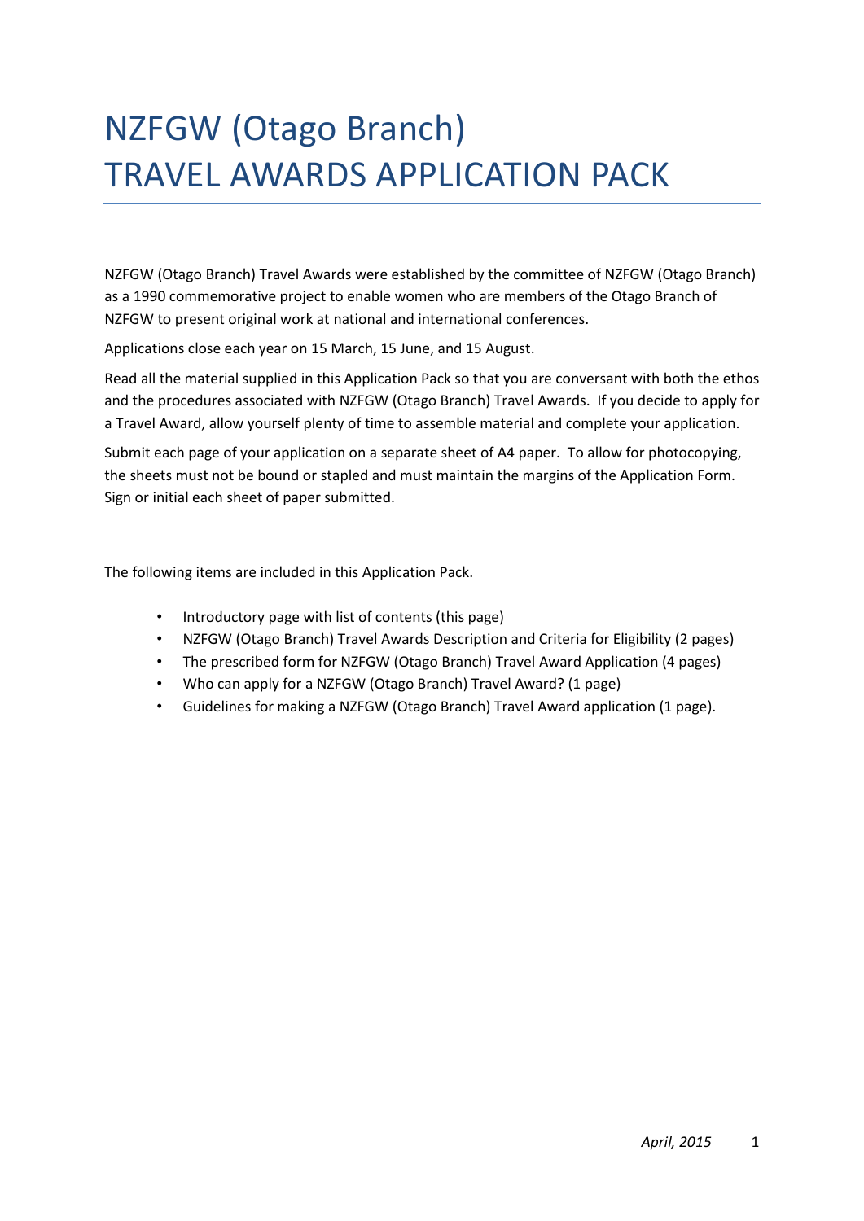# NZFGW (Otago Branch)
# TRAVEL AWARDS APPLICATION PACK

NZFGW (Otago Branch) Travel Awards were established by the committee of NZFGW (Otago Branch) as a 1990 commemorative project to enable women who are members of the Otago Branch of NZFGW to present original work at national and international conferences.

Applications close each year on 15 March, 15 June, and 15 August.

Read all the material supplied in this Application Pack so that you are conversant with both the ethos and the procedures associated with NZFGW (Otago Branch) Travel Awards. If you decide to apply for a Travel Award, allow yourself plenty of time to assemble material and complete your application.

Submit each page of your application on a separate sheet of A4 paper. To allow for photocopying, the sheets must not be bound or stapled and must maintain the margins of the Application Form. Sign or initial each sheet of paper submitted.

The following items are included in this Application Pack.

- Introductory page with list of contents (this page)
- NZFGW (Otago Branch) Travel Awards Description and Criteria for Eligibility (2 pages)
- The prescribed form for NZFGW (Otago Branch) Travel Award Application (4 pages)
- Who can apply for a NZFGW (Otago Branch) Travel Award? (1 page)
- Guidelines for making a NZFGW (Otago Branch) Travel Award application (1 page).

*April, 2015*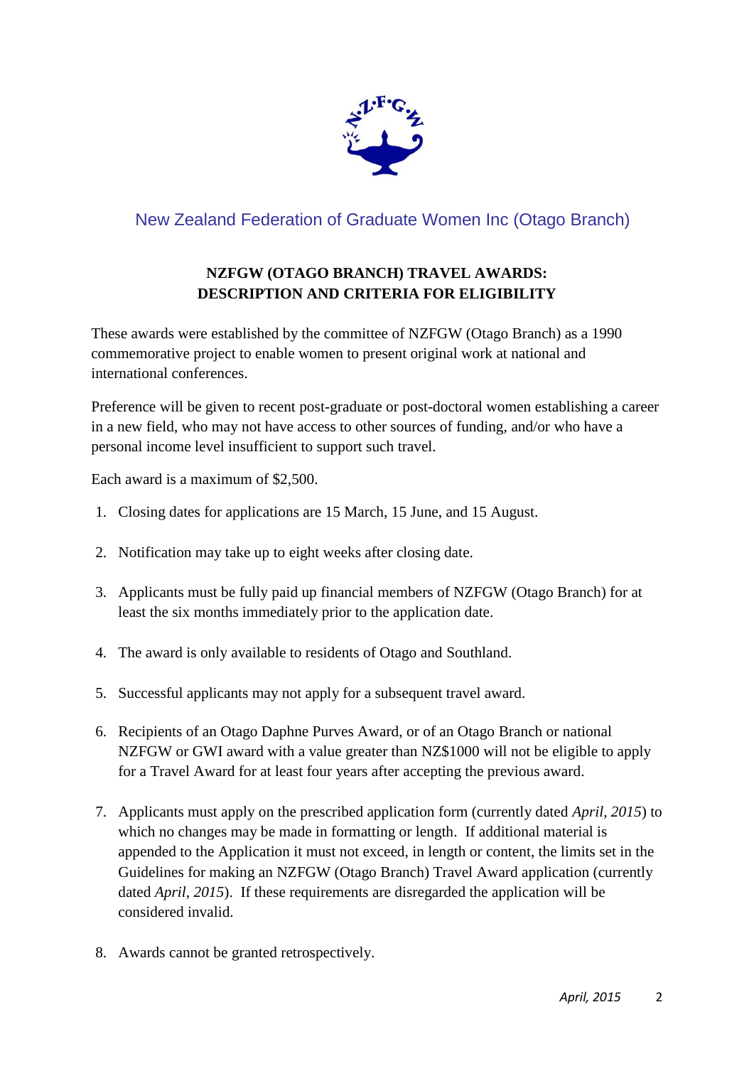New Zealand Federation of Graduate Women Inc (Otago Branch)

## NZFGW (OTAGO BRANCH) TRAVEL AWARDS: DESCRIPTION AND CRITERIA FOR ELIGIBILITY

These awards were established by the committee of NZFGW (Otago Branch) as a 1990 commemorative project to enable women to present original work at national and international conferences.

Preference will be given to recent post-graduate or post-doctoral women establishing a career in a new field, who may not have access to other sources of funding, and/or who have a personal income level insufficient to support such travel.

Each award is a maximum of $2,500.

1. Closing dates for applications are 15 March, 15 June, and 15 August.
2. Notification may take up to eight weeks after closing date.
3. Applicants must be fully paid up financial members of NZFGW (Otago Branch) for at least the six months immediately prior to the application date.
4. The award is only available to residents of Otago and Southland.
5. Successful applicants may not apply for a subsequent travel award.
6. Recipients of an Otago Daphne Purves Award, or of an Otago Branch or national NZFGW or GWI award with a value greater than NZ$1000 will not be eligible to apply for a Travel Award for at least four years after accepting the previous award.
7. Applicants must apply on the prescribed application form (currently dated *April, 2015*) to which no changes may be made in formatting or length. If additional material is appended to the Application it must not exceed, in length or content, the limits set in the Guidelines for making an NZFGW (Otago Branch) Travel Award application (currently dated *April, 2015*). If these requirements are disregarded the application will be considered invalid.
8. Awards cannot be granted retrospectively.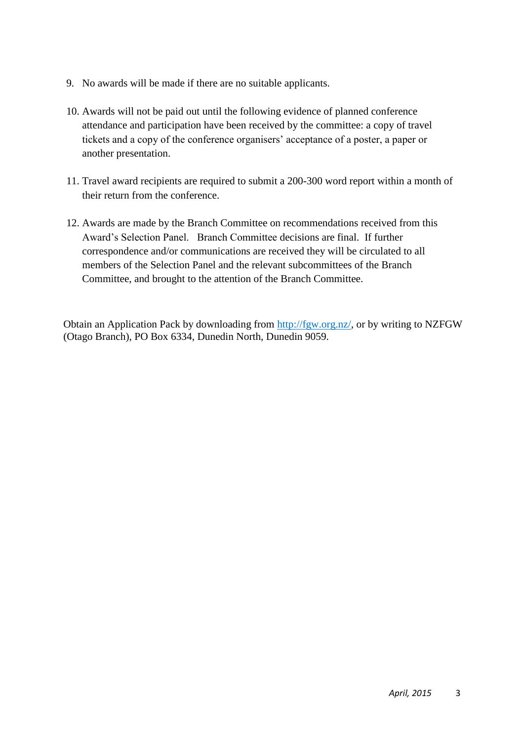9. No awards will be made if there are no suitable applicants.

10. Awards will not be paid out until the following evidence of planned conference attendance and participation have been received by the committee: a copy of travel tickets and a copy of the conference organisers' acceptance of a poster, a paper or another presentation.

11. Travel award recipients are required to submit a 200-300 word report within a month of their return from the conference.

12. Awards are made by the Branch Committee on recommendations received from this Award's Selection Panel. Branch Committee decisions are final. If further correspondence and/or communications are received they will be circulated to all members of the Selection Panel and the relevant subcommittees of the Branch Committee, and brought to the attention of the Branch Committee.

Obtain an Application Pack by downloading from http://fgw.org.nz/, or by writing to NZFGW (Otago Branch), PO Box 6334, Dunedin North, Dunedin 9059.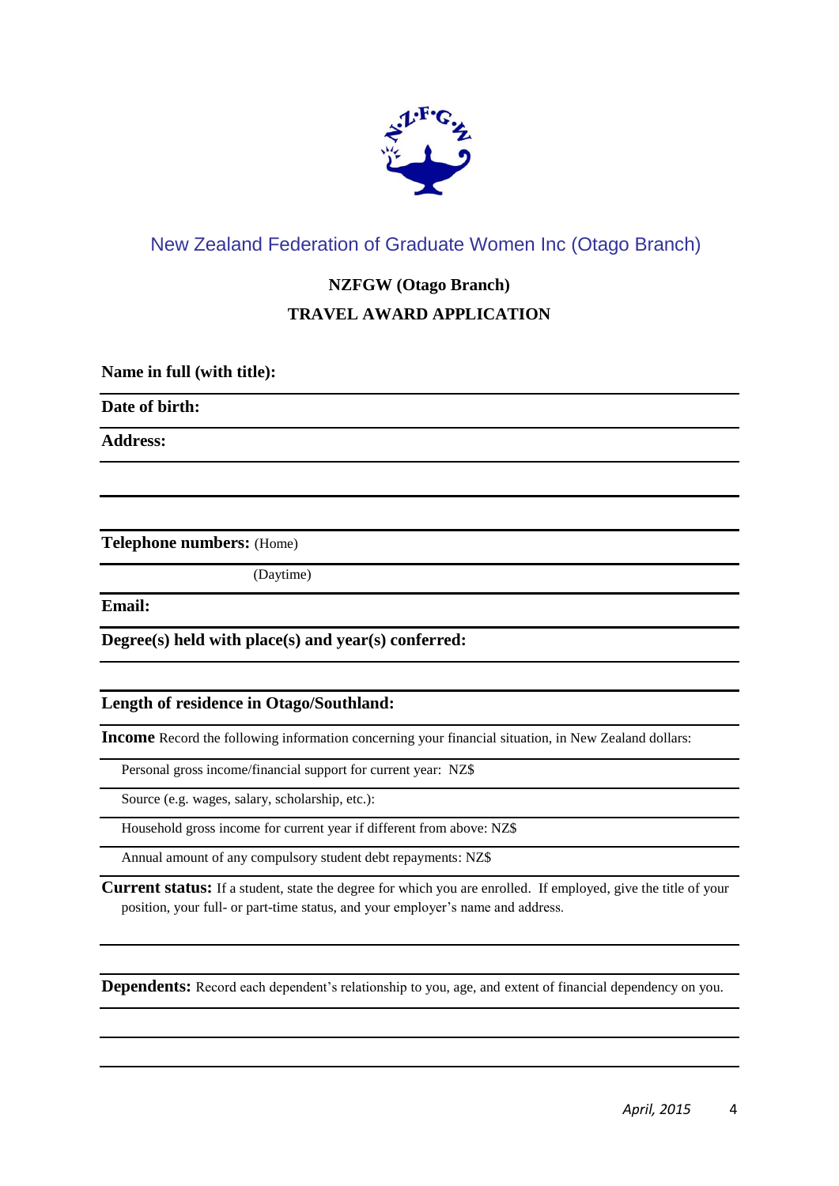New Zealand Federation of Graduate Women Inc (Otago Branch)

**NZFGW (Otago Branch)**

**TRAVEL AWARD APPLICATION**

**Name in full (with title):**

**Date of birth:**

**Address:**

**Telephone numbers:** (Home)

(Daytime)

**Email:**

**Degree(s) held with place(s) and year(s) conferred:**

**Length of residence in Otago/Southland:**

**Income** Record the following information concerning your financial situation, in New Zealand dollars:

Personal gross income/financial support for current year: NZ$

Source (e.g. wages, salary, scholarship, etc.):

Household gross income for current year if different from above: NZ$

Annual amount of any compulsory student debt repayments: NZ$

**Current status:** If a student, state the degree for which you are enrolled. If employed, give the title of your position, your full- or part-time status, and your employer's name and address.

**Dependents:** Record each dependent's relationship to you, age, and extent of financial dependency on you.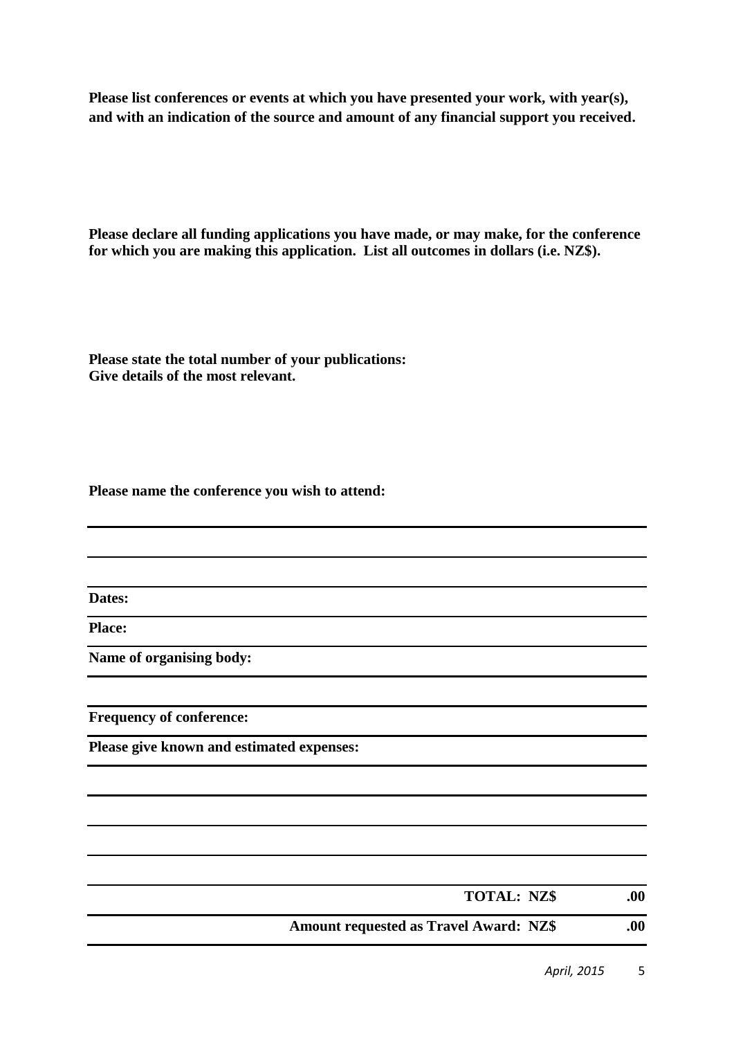**Please list conferences or events at which you have presented your work, with year(s), and with an indication of the source and amount of any financial support you received.**

**Please declare all funding applications you have made, or may make, for the conference for which you are making this application. List all outcomes in dollars (i.e. NZ$).**

**Please state the total number of your publications:**
**Give details of the most relevant.**

**Please name the conference you wish to attend:**

---

---

---

**Dates:**

---

**Place:**

---

**Name of organising body:**

---

---

**Frequency of conference:**

---

**Please give known and estimated expenses:**

---

---

---

---

---

**TOTAL: NZ$ .00**

---

**Amount requested as Travel Award: NZ$ .00**

---

*April, 2015*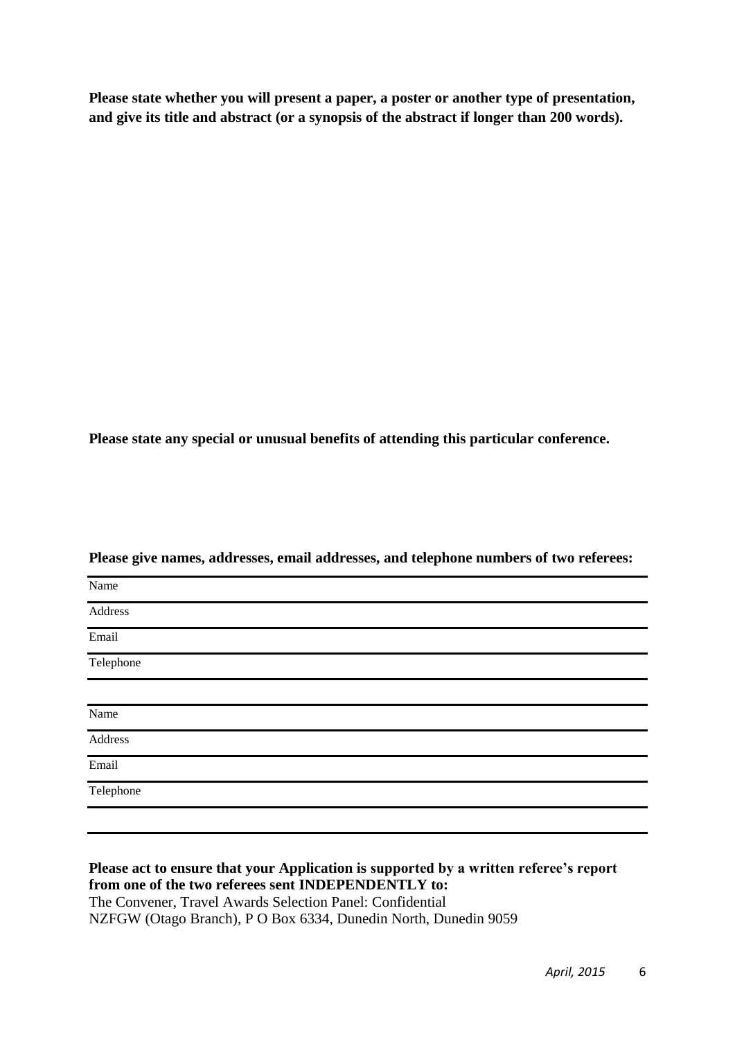**Please state whether you will present a paper, a poster or another type of presentation, and give its title and abstract (or a synopsis of the abstract if longer than 200 words).**

**Please state any special or unusual benefits of attending this particular conference.**

**Please give names, addresses, email addresses, and telephone numbers of two referees:**

| |
|---|
| Name |
| Address |
| Email |
| Telephone |
| |
| Name |
| Address |
| Email |
| Telephone |
| |

**Please act to ensure that your Application is supported by a written referee's report from one of the two referees sent INDEPENDENTLY to:**

The Convener, Travel Awards Selection Panel: Confidential
NZFGW (Otago Branch), P O Box 6334, Dunedin North, Dunedin 9059

*April, 2015*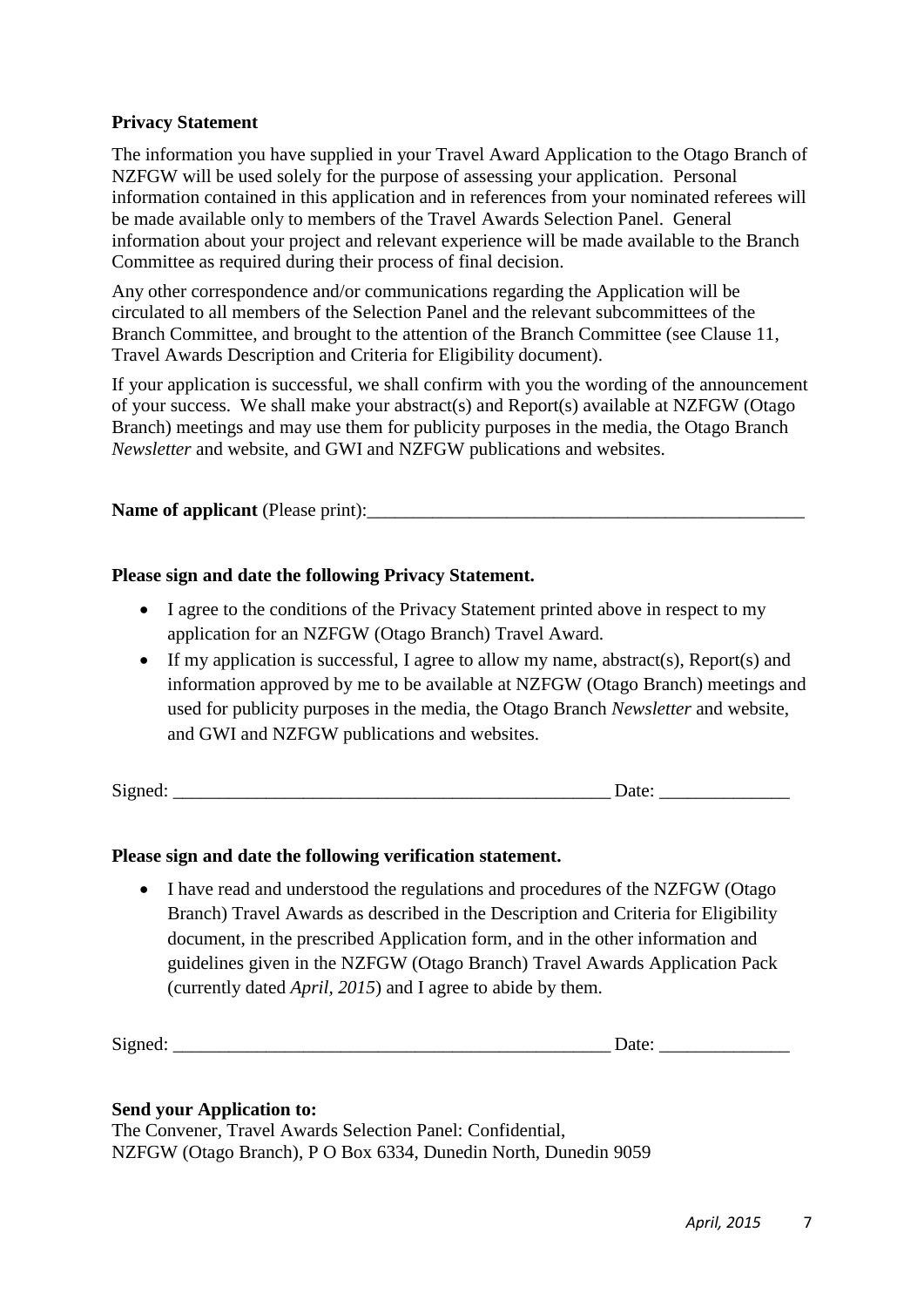**Privacy Statement**

The information you have supplied in your Travel Award Application to the Otago Branch of NZFGW will be used solely for the purpose of assessing your application. Personal information contained in this application and in references from your nominated referees will be made available only to members of the Travel Awards Selection Panel. General information about your project and relevant experience will be made available to the Branch Committee as required during their process of final decision.

Any other correspondence and/or communications regarding the Application will be circulated to all members of the Selection Panel and the relevant subcommittees of the Branch Committee, and brought to the attention of the Branch Committee (see Clause 11, Travel Awards Description and Criteria for Eligibility document).

If your application is successful, we shall confirm with you the wording of the announcement of your success. We shall make your abstract(s) and Report(s) available at NZFGW (Otago Branch) meetings and may use them for publicity purposes in the media, the Otago Branch *Newsletter* and website, and GWI and NZFGW publications and websites.

**Name of applicant** (Please print):________________________________________________

**Please sign and date the following Privacy Statement.**

- I agree to the conditions of the Privacy Statement printed above in respect to my application for an NZFGW (Otago Branch) Travel Award.
- If my application is successful, I agree to allow my name, abstract(s), Report(s) and information approved by me to be available at NZFGW (Otago Branch) meetings and used for publicity purposes in the media, the Otago Branch *Newsletter* and website, and GWI and NZFGW publications and websites.

Signed: ________________________________________________ Date: ______________

**Please sign and date the following verification statement.**

- I have read and understood the regulations and procedures of the NZFGW (Otago Branch) Travel Awards as described in the Description and Criteria for Eligibility document, in the prescribed Application form, and in the other information and guidelines given in the NZFGW (Otago Branch) Travel Awards Application Pack (currently dated *April, 2015*) and I agree to abide by them.

Signed: ________________________________________________ Date: ______________

**Send your Application to:**
The Convener, Travel Awards Selection Panel: Confidential,
NZFGW (Otago Branch), P O Box 6334, Dunedin North, Dunedin 9059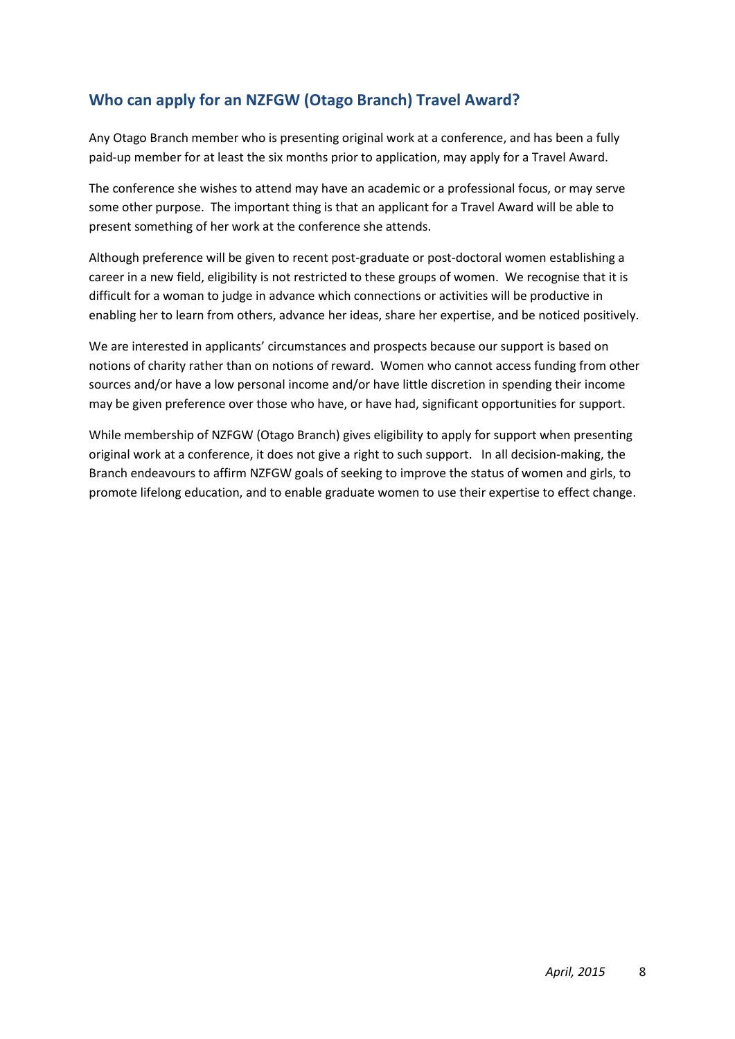## Who can apply for an NZFGW (Otago Branch) Travel Award?

Any Otago Branch member who is presenting original work at a conference, and has been a fully paid-up member for at least the six months prior to application, may apply for a Travel Award.

The conference she wishes to attend may have an academic or a professional focus, or may serve some other purpose. The important thing is that an applicant for a Travel Award will be able to present something of her work at the conference she attends.

Although preference will be given to recent post-graduate or post-doctoral women establishing a career in a new field, eligibility is not restricted to these groups of women. We recognise that it is difficult for a woman to judge in advance which connections or activities will be productive in enabling her to learn from others, advance her ideas, share her expertise, and be noticed positively.

We are interested in applicants' circumstances and prospects because our support is based on notions of charity rather than on notions of reward. Women who cannot access funding from other sources and/or have a low personal income and/or have little discretion in spending their income may be given preference over those who have, or have had, significant opportunities for support.

While membership of NZFGW (Otago Branch) gives eligibility to apply for support when presenting original work at a conference, it does not give a right to such support. In all decision-making, the Branch endeavours to affirm NZFGW goals of seeking to improve the status of women and girls, to promote lifelong education, and to enable graduate women to use their expertise to effect change.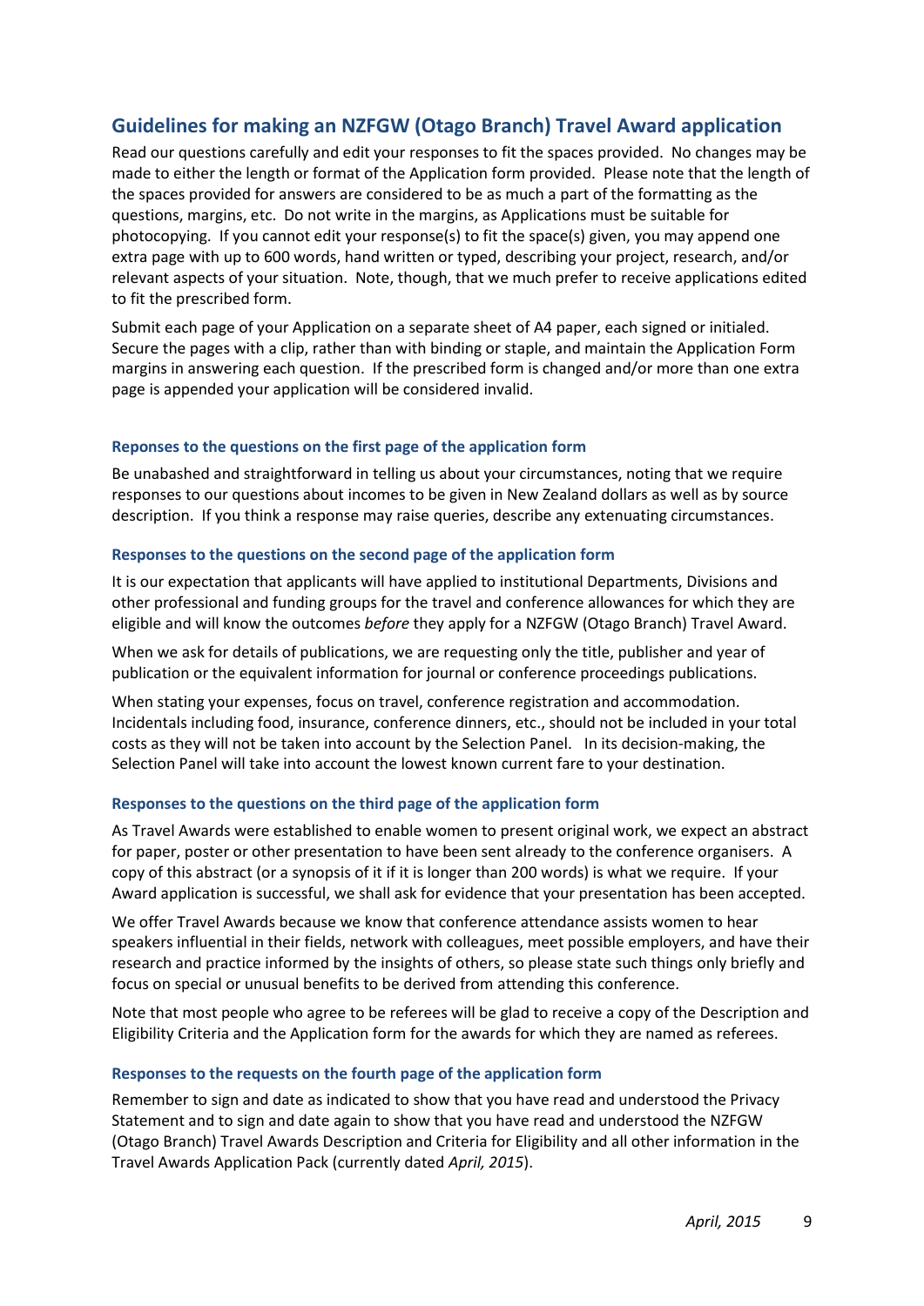## Guidelines for making an NZFGW (Otago Branch) Travel Award application

Read our questions carefully and edit your responses to fit the spaces provided. No changes may be made to either the length or format of the Application form provided. Please note that the length of the spaces provided for answers are considered to be as much a part of the formatting as the questions, margins, etc. Do not write in the margins, as Applications must be suitable for photocopying. If you cannot edit your response(s) to fit the space(s) given, you may append one extra page with up to 600 words, hand written or typed, describing your project, research, and/or relevant aspects of your situation. Note, though, that we much prefer to receive applications edited to fit the prescribed form.

Submit each page of your Application on a separate sheet of A4 paper, each signed or initialed. Secure the pages with a clip, rather than with binding or staple, and maintain the Application Form margins in answering each question. If the prescribed form is changed and/or more than one extra page is appended your application will be considered invalid.

#### Reponses to the questions on the first page of the application form

Be unabashed and straightforward in telling us about your circumstances, noting that we require responses to our questions about incomes to be given in New Zealand dollars as well as by source description. If you think a response may raise queries, describe any extenuating circumstances.

#### Responses to the questions on the second page of the application form

It is our expectation that applicants will have applied to institutional Departments, Divisions and other professional and funding groups for the travel and conference allowances for which they are eligible and will know the outcomes *before* they apply for a NZFGW (Otago Branch) Travel Award.

When we ask for details of publications, we are requesting only the title, publisher and year of publication or the equivalent information for journal or conference proceedings publications.

When stating your expenses, focus on travel, conference registration and accommodation. Incidentals including food, insurance, conference dinners, etc., should not be included in your total costs as they will not be taken into account by the Selection Panel. In its decision-making, the Selection Panel will take into account the lowest known current fare to your destination.

#### Responses to the questions on the third page of the application form

As Travel Awards were established to enable women to present original work, we expect an abstract for paper, poster or other presentation to have been sent already to the conference organisers. A copy of this abstract (or a synopsis of it if it is longer than 200 words) is what we require. If your Award application is successful, we shall ask for evidence that your presentation has been accepted.

We offer Travel Awards because we know that conference attendance assists women to hear speakers influential in their fields, network with colleagues, meet possible employers, and have their research and practice informed by the insights of others, so please state such things only briefly and focus on special or unusual benefits to be derived from attending this conference.

Note that most people who agree to be referees will be glad to receive a copy of the Description and Eligibility Criteria and the Application form for the awards for which they are named as referees.

#### Responses to the requests on the fourth page of the application form

Remember to sign and date as indicated to show that you have read and understood the Privacy Statement and to sign and date again to show that you have read and understood the NZFGW (Otago Branch) Travel Awards Description and Criteria for Eligibility and all other information in the Travel Awards Application Pack (currently dated *April, 2015*).